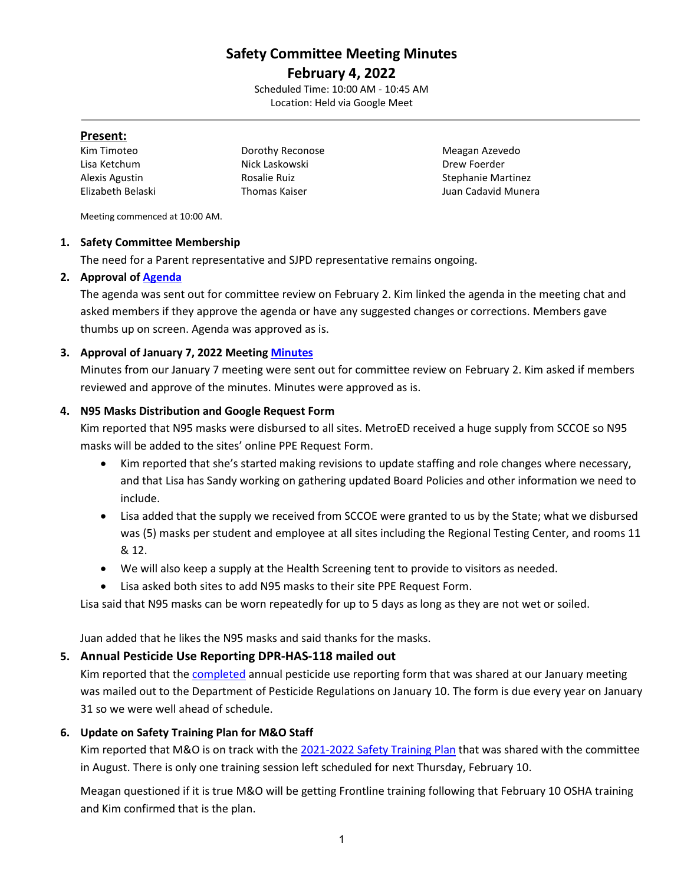# Safety Committee Meeting Minutes

## February 4, 2022

Scheduled Time: 10:00 AM - 10:45 AM
Location: Held via Google Meet

**Present:**

Kim Timoteo
Lisa Ketchum
Alexis Agustin
Elizabeth Belaski
Dorothy Reconose
Nick Laskowski
Rosalie Ruiz
Thomas Kaiser
Meagan Azevedo
Drew Foerder
Stephanie Martinez
Juan Cadavid Munera

Meeting commenced at 10:00 AM.

1. **Safety Committee Membership**

   The need for a Parent representative and SJPD representative remains ongoing.

2. **Approval of Agenda**

   The agenda was sent out for committee review on February 2. Kim linked the agenda in the meeting chat and asked members if they approve the agenda or have any suggested changes or corrections. Members gave thumbs up on screen. Agenda was approved as is.

3. **Approval of January 7, 2022 Meeting Minutes**

   Minutes from our January 7 meeting were sent out for committee review on February 2. Kim asked if members reviewed and approve of the minutes. Minutes were approved as is.

4. **N95 Masks Distribution and Google Request Form**

   Kim reported that N95 masks were disbursed to all sites. MetroED received a huge supply from SCCOE so N95 masks will be added to the sites' online PPE Request Form.

   - Kim reported that she's started making revisions to update staffing and role changes where necessary, and that Lisa has Sandy working on gathering updated Board Policies and other information we need to include.
   - Lisa added that the supply we received from SCCOE were granted to us by the State; what we disbursed was (5) masks per student and employee at all sites including the Regional Testing Center, and rooms 11 & 12.
   - We will also keep a supply at the Health Screening tent to provide to visitors as needed.
   - Lisa asked both sites to add N95 masks to their site PPE Request Form.

   Lisa said that N95 masks can be worn repeatedly for up to 5 days as long as they are not wet or soiled.

   Juan added that he likes the N95 masks and said thanks for the masks.

5. **Annual Pesticide Use Reporting DPR-HAS-118 mailed out**

   Kim reported that the completed annual pesticide use reporting form that was shared at our January meeting was mailed out to the Department of Pesticide Regulations on January 10. The form is due every year on January 31 so we were well ahead of schedule.

6. **Update on Safety Training Plan for M&O Staff**

   Kim reported that M&O is on track with the 2021-2022 Safety Training Plan that was shared with the committee in August. There is only one training session left scheduled for next Thursday, February 10.

   Meagan questioned if it is true M&O will be getting Frontline training following that February 10 OSHA training and Kim confirmed that is the plan.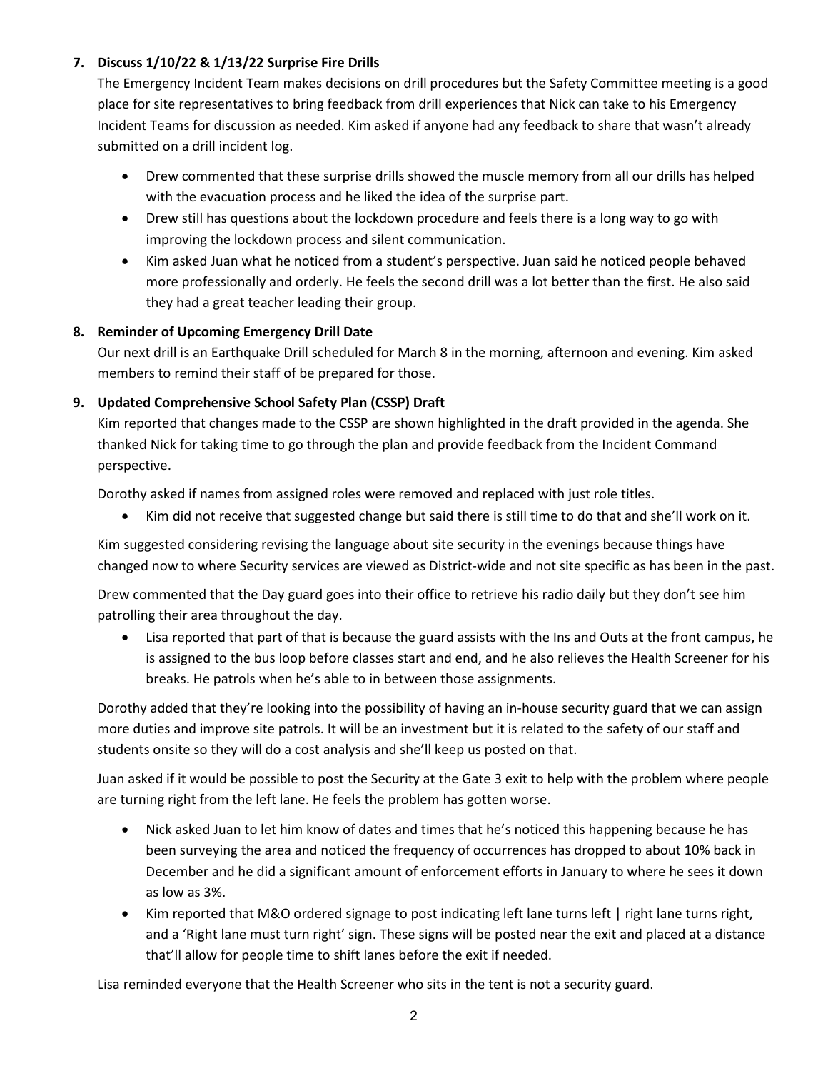**7. Discuss 1/10/22 & 1/13/22 Surprise Fire Drills**

The Emergency Incident Team makes decisions on drill procedures but the Safety Committee meeting is a good place for site representatives to bring feedback from drill experiences that Nick can take to his Emergency Incident Teams for discussion as needed. Kim asked if anyone had any feedback to share that wasn't already submitted on a drill incident log.

- Drew commented that these surprise drills showed the muscle memory from all our drills has helped with the evacuation process and he liked the idea of the surprise part.
- Drew still has questions about the lockdown procedure and feels there is a long way to go with improving the lockdown process and silent communication.
- Kim asked Juan what he noticed from a student's perspective. Juan said he noticed people behaved more professionally and orderly. He feels the second drill was a lot better than the first. He also said they had a great teacher leading their group.

**8. Reminder of Upcoming Emergency Drill Date**

Our next drill is an Earthquake Drill scheduled for March 8 in the morning, afternoon and evening. Kim asked members to remind their staff of be prepared for those.

**9. Updated Comprehensive School Safety Plan (CSSP) Draft**

Kim reported that changes made to the CSSP are shown highlighted in the draft provided in the agenda. She thanked Nick for taking time to go through the plan and provide feedback from the Incident Command perspective.

Dorothy asked if names from assigned roles were removed and replaced with just role titles.

- Kim did not receive that suggested change but said there is still time to do that and she'll work on it.

Kim suggested considering revising the language about site security in the evenings because things have changed now to where Security services are viewed as District-wide and not site specific as has been in the past.

Drew commented that the Day guard goes into their office to retrieve his radio daily but they don't see him patrolling their area throughout the day.

- Lisa reported that part of that is because the guard assists with the Ins and Outs at the front campus, he is assigned to the bus loop before classes start and end, and he also relieves the Health Screener for his breaks. He patrols when he's able to in between those assignments.

Dorothy added that they're looking into the possibility of having an in-house security guard that we can assign more duties and improve site patrols. It will be an investment but it is related to the safety of our staff and students onsite so they will do a cost analysis and she'll keep us posted on that.

Juan asked if it would be possible to post the Security at the Gate 3 exit to help with the problem where people are turning right from the left lane. He feels the problem has gotten worse.

- Nick asked Juan to let him know of dates and times that he's noticed this happening because he has been surveying the area and noticed the frequency of occurrences has dropped to about 10% back in December and he did a significant amount of enforcement efforts in January to where he sees it down as low as 3%.
- Kim reported that M&O ordered signage to post indicating left lane turns left | right lane turns right, and a 'Right lane must turn right' sign. These signs will be posted near the exit and placed at a distance that'll allow for people time to shift lanes before the exit if needed.

Lisa reminded everyone that the Health Screener who sits in the tent is not a security guard.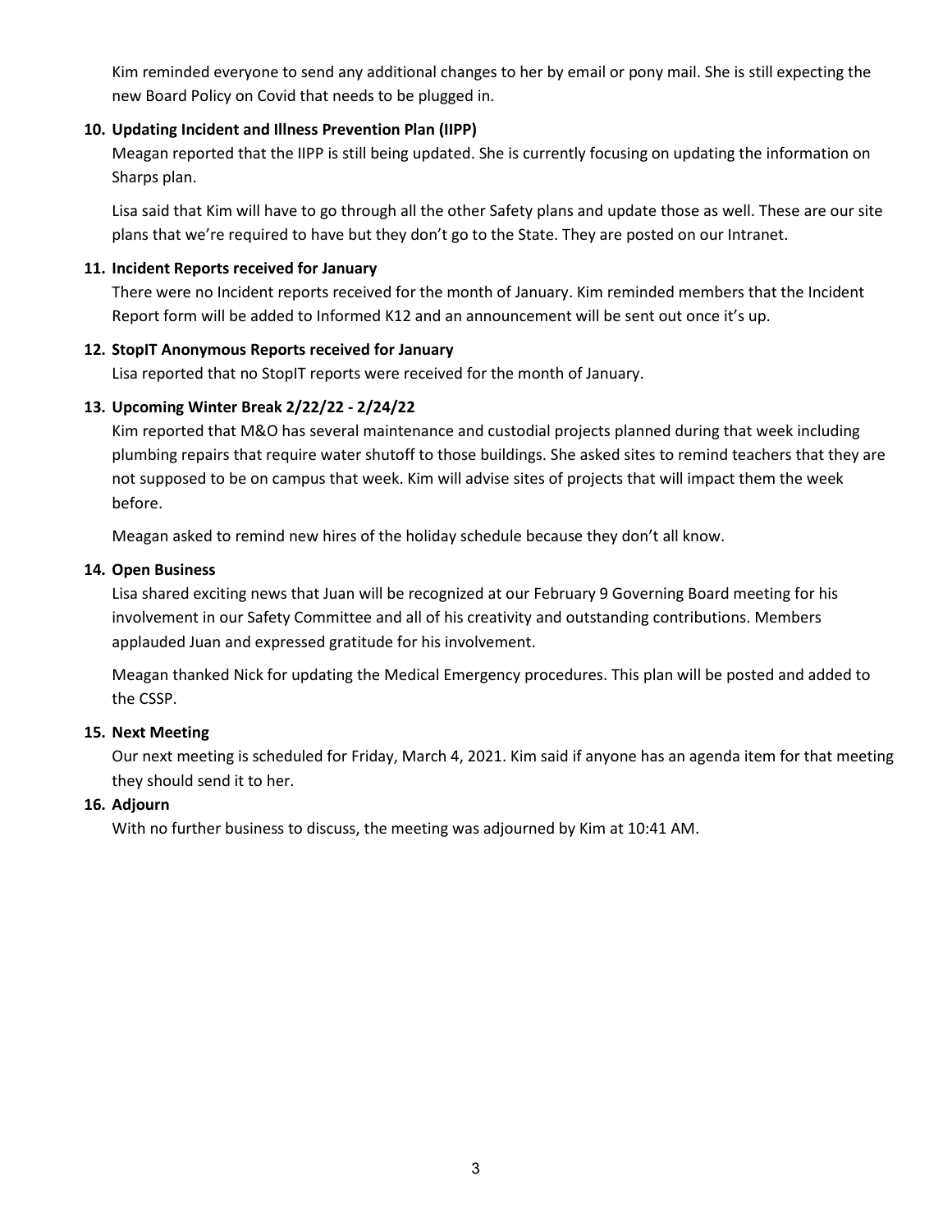Kim reminded everyone to send any additional changes to her by email or pony mail. She is still expecting the new Board Policy on Covid that needs to be plugged in.

**10. Updating Incident and Illness Prevention Plan (IIPP)**

Meagan reported that the IIPP is still being updated. She is currently focusing on updating the information on Sharps plan.

Lisa said that Kim will have to go through all the other Safety plans and update those as well. These are our site plans that we're required to have but they don't go to the State. They are posted on our Intranet.

**11. Incident Reports received for January**

There were no Incident reports received for the month of January. Kim reminded members that the Incident Report form will be added to Informed K12 and an announcement will be sent out once it's up.

**12. StopIT Anonymous Reports received for January**

Lisa reported that no StopIT reports were received for the month of January.

**13. Upcoming Winter Break 2/22/22 - 2/24/22**

Kim reported that M&O has several maintenance and custodial projects planned during that week including plumbing repairs that require water shutoff to those buildings. She asked sites to remind teachers that they are not supposed to be on campus that week. Kim will advise sites of projects that will impact them the week before.

Meagan asked to remind new hires of the holiday schedule because they don't all know.

**14. Open Business**

Lisa shared exciting news that Juan will be recognized at our February 9 Governing Board meeting for his involvement in our Safety Committee and all of his creativity and outstanding contributions. Members applauded Juan and expressed gratitude for his involvement.

Meagan thanked Nick for updating the Medical Emergency procedures. This plan will be posted and added to the CSSP.

**15. Next Meeting**

Our next meeting is scheduled for Friday, March 4, 2021. Kim said if anyone has an agenda item for that meeting they should send it to her.

**16. Adjourn**

With no further business to discuss, the meeting was adjourned by Kim at 10:41 AM.